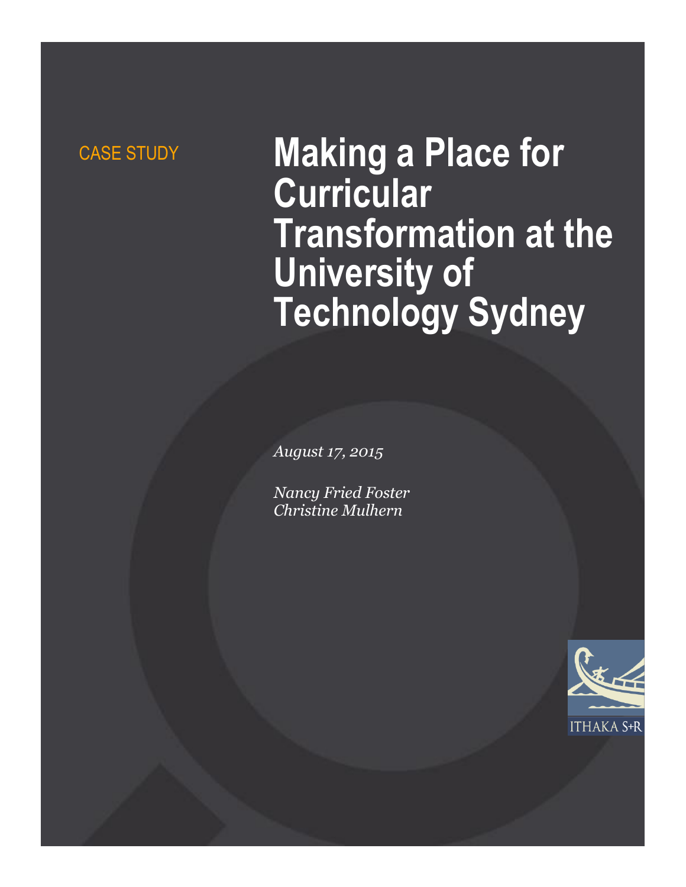CASE STUDY

# Making a Place for Curricular Transformation at the University of Technology Sydney

*August 17, 2015*

*Nancy Fried Foster*
*Christine Mulhern*

ITHAKA S+R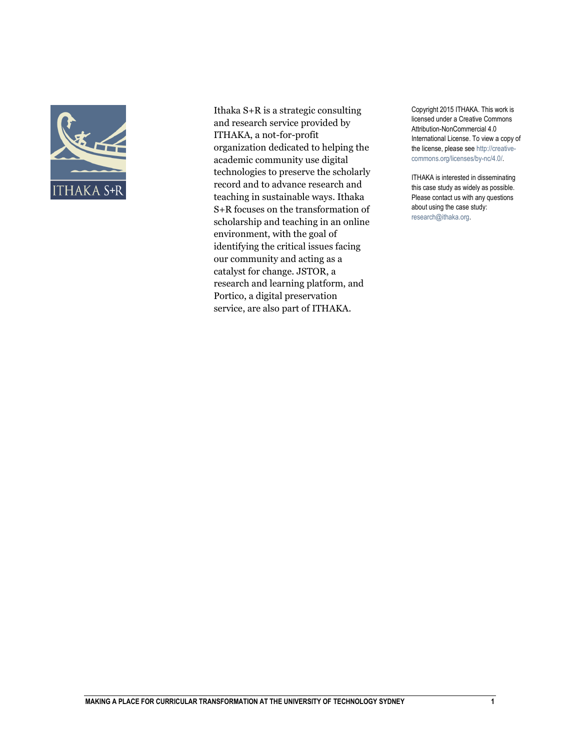Ithaka S+R is a strategic consulting and research service provided by ITHAKA, a not-for-profit organization dedicated to helping the academic community use digital technologies to preserve the scholarly record and to advance research and teaching in sustainable ways. Ithaka S+R focuses on the transformation of scholarship and teaching in an online environment, with the goal of identifying the critical issues facing our community and acting as a catalyst for change. JSTOR, a research and learning platform, and Portico, a digital preservation service, are also part of ITHAKA.

Copyright 2015 ITHAKA. This work is licensed under a Creative Commons Attribution-NonCommercial 4.0 International License. To view a copy of the license, please see http://creative-commons.org/licenses/by-nc/4.0/.

ITHAKA is interested in disseminating this case study as widely as possible. Please contact us with any questions about using the case study: research@ithaka.org.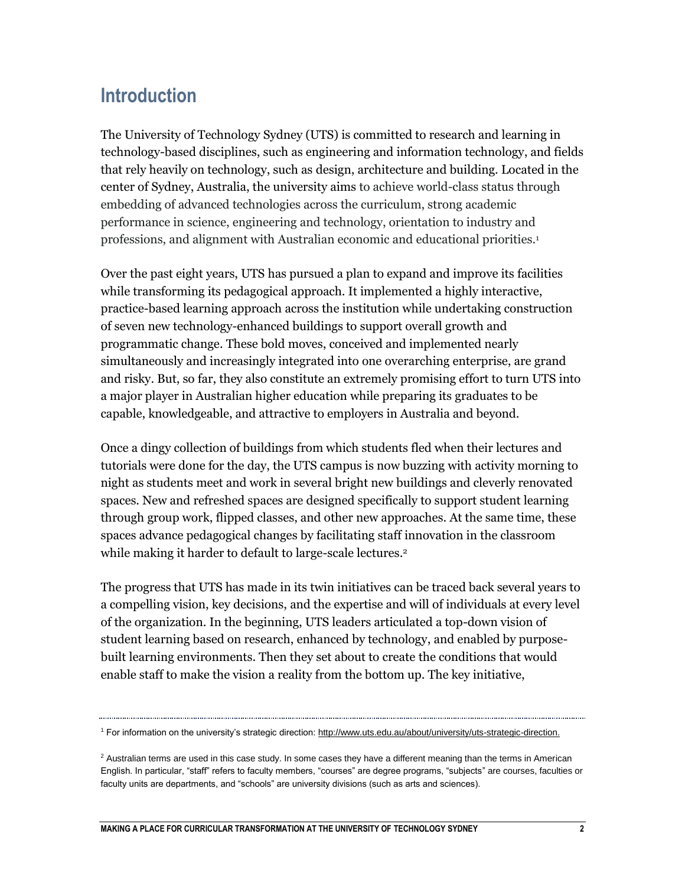# Introduction

The University of Technology Sydney (UTS) is committed to research and learning in technology-based disciplines, such as engineering and information technology, and fields that rely heavily on technology, such as design, architecture and building. Located in the center of Sydney, Australia, the university aims to achieve world-class status through embedding of advanced technologies across the curriculum, strong academic performance in science, engineering and technology, orientation to industry and professions, and alignment with Australian economic and educational priorities.[1]

Over the past eight years, UTS has pursued a plan to expand and improve its facilities while transforming its pedagogical approach. It implemented a highly interactive, practice-based learning approach across the institution while undertaking construction of seven new technology-enhanced buildings to support overall growth and programmatic change. These bold moves, conceived and implemented nearly simultaneously and increasingly integrated into one overarching enterprise, are grand and risky. But, so far, they also constitute an extremely promising effort to turn UTS into a major player in Australian higher education while preparing its graduates to be capable, knowledgeable, and attractive to employers in Australia and beyond.

Once a dingy collection of buildings from which students fled when their lectures and tutorials were done for the day, the UTS campus is now buzzing with activity morning to night as students meet and work in several bright new buildings and cleverly renovated spaces. New and refreshed spaces are designed specifically to support student learning through group work, flipped classes, and other new approaches. At the same time, these spaces advance pedagogical changes by facilitating staff innovation in the classroom while making it harder to default to large-scale lectures.[2]

The progress that UTS has made in its twin initiatives can be traced back several years to a compelling vision, key decisions, and the expertise and will of individuals at every level of the organization. In the beginning, UTS leaders articulated a top-down vision of student learning based on research, enhanced by technology, and enabled by purpose-built learning environments. Then they set about to create the conditions that would enable staff to make the vision a reality from the bottom up. The key initiative,

---

[1] For information on the university's strategic direction: http://www.uts.edu.au/about/university/uts-strategic-direction.

[2] Australian terms are used in this case study. In some cases they have a different meaning than the terms in American English. In particular, "staff" refers to faculty members, "courses" are degree programs, "subjects" are courses, faculties or faculty units are departments, and "schools" are university divisions (such as arts and sciences).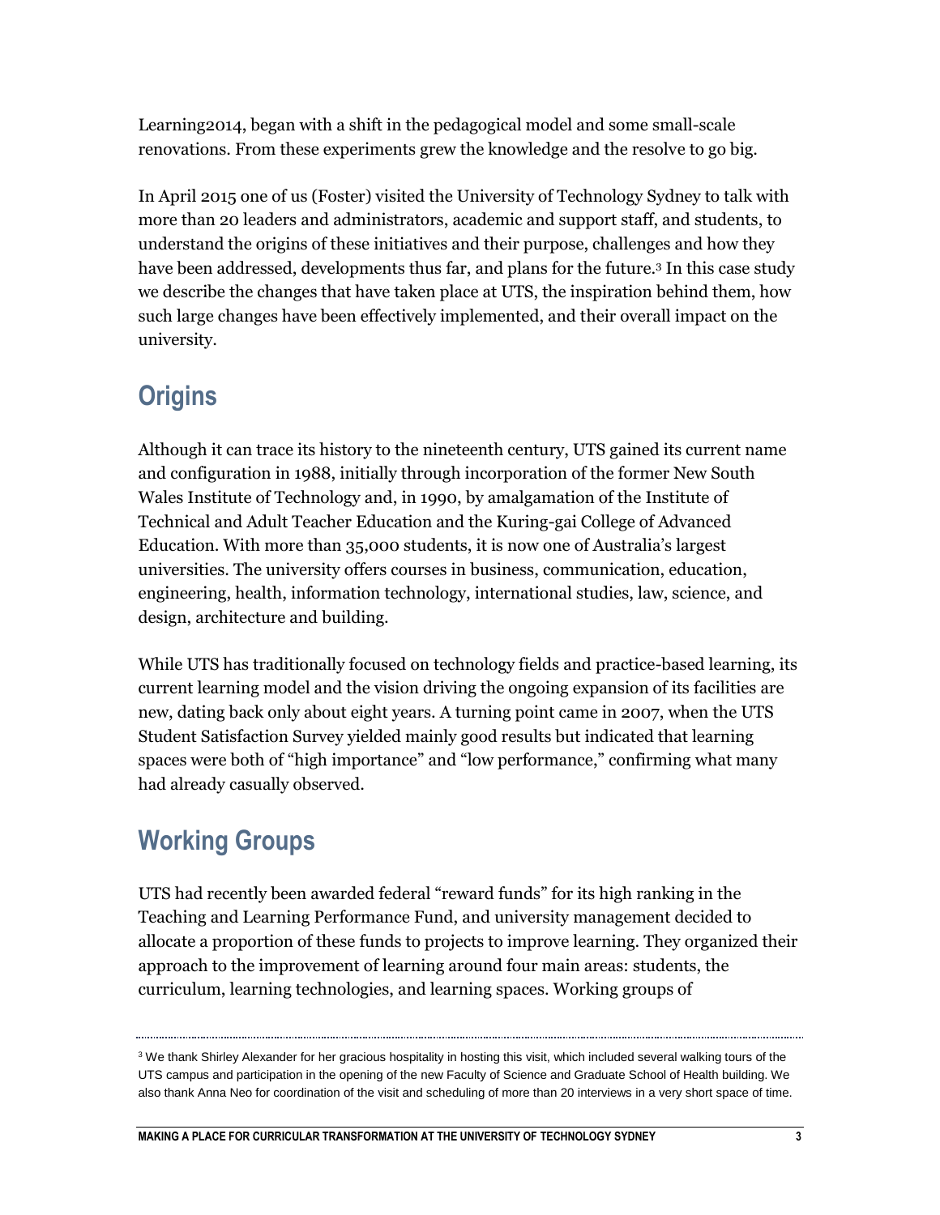Learning2014, began with a shift in the pedagogical model and some small-scale renovations. From these experiments grew the knowledge and the resolve to go big.

In April 2015 one of us (Foster) visited the University of Technology Sydney to talk with more than 20 leaders and administrators, academic and support staff, and students, to understand the origins of these initiatives and their purpose, challenges and how they have been addressed, developments thus far, and plans for the future.[3] In this case study we describe the changes that have taken place at UTS, the inspiration behind them, how such large changes have been effectively implemented, and their overall impact on the university.

## Origins

Although it can trace its history to the nineteenth century, UTS gained its current name and configuration in 1988, initially through incorporation of the former New South Wales Institute of Technology and, in 1990, by amalgamation of the Institute of Technical and Adult Teacher Education and the Kuring-gai College of Advanced Education. With more than 35,000 students, it is now one of Australia's largest universities. The university offers courses in business, communication, education, engineering, health, information technology, international studies, law, science, and design, architecture and building.

While UTS has traditionally focused on technology fields and practice-based learning, its current learning model and the vision driving the ongoing expansion of its facilities are new, dating back only about eight years. A turning point came in 2007, when the UTS Student Satisfaction Survey yielded mainly good results but indicated that learning spaces were both of "high importance" and "low performance," confirming what many had already casually observed.

## Working Groups

UTS had recently been awarded federal "reward funds" for its high ranking in the Teaching and Learning Performance Fund, and university management decided to allocate a proportion of these funds to projects to improve learning. They organized their approach to the improvement of learning around four main areas: students, the curriculum, learning technologies, and learning spaces. Working groups of

---

[3] We thank Shirley Alexander for her gracious hospitality in hosting this visit, which included several walking tours of the UTS campus and participation in the opening of the new Faculty of Science and Graduate School of Health building. We also thank Anna Neo for coordination of the visit and scheduling of more than 20 interviews in a very short space of time.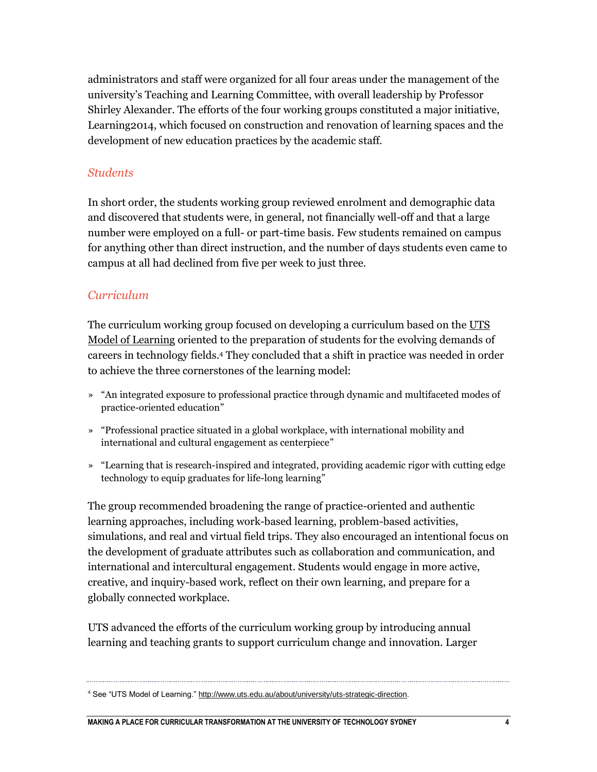administrators and staff were organized for all four areas under the management of the university's Teaching and Learning Committee, with overall leadership by Professor Shirley Alexander. The efforts of the four working groups constituted a major initiative, Learning2014, which focused on construction and renovation of learning spaces and the development of new education practices by the academic staff.

### *Students*

In short order, the students working group reviewed enrolment and demographic data and discovered that students were, in general, not financially well-off and that a large number were employed on a full- or part-time basis. Few students remained on campus for anything other than direct instruction, and the number of days students even came to campus at all had declined from five per week to just three.

### *Curriculum*

The curriculum working group focused on developing a curriculum based on the UTS Model of Learning oriented to the preparation of students for the evolving demands of careers in technology fields.[4] They concluded that a shift in practice was needed in order to achieve the three cornerstones of the learning model:

- "An integrated exposure to professional practice through dynamic and multifaceted modes of practice-oriented education"
- "Professional practice situated in a global workplace, with international mobility and international and cultural engagement as centerpiece"
- "Learning that is research-inspired and integrated, providing academic rigor with cutting edge technology to equip graduates for life-long learning"

The group recommended broadening the range of practice-oriented and authentic learning approaches, including work-based learning, problem-based activities, simulations, and real and virtual field trips. They also encouraged an intentional focus on the development of graduate attributes such as collaboration and communication, and international and intercultural engagement. Students would engage in more active, creative, and inquiry-based work, reflect on their own learning, and prepare for a globally connected workplace.

UTS advanced the efforts of the curriculum working group by introducing annual learning and teaching grants to support curriculum change and innovation. Larger

---

[4] See "UTS Model of Learning." http://www.uts.edu.au/about/university/uts-strategic-direction.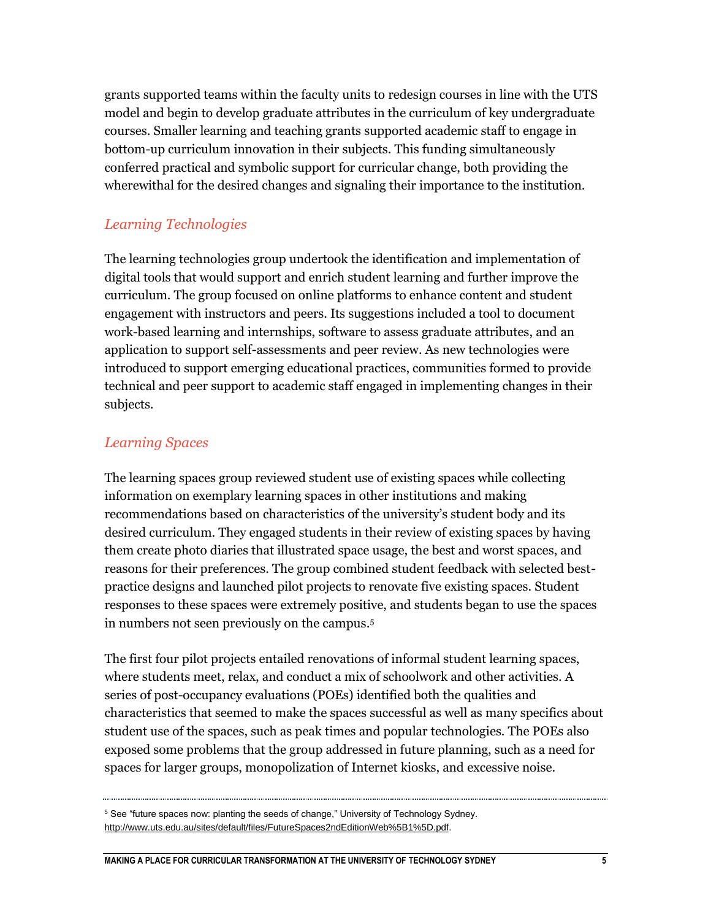grants supported teams within the faculty units to redesign courses in line with the UTS model and begin to develop graduate attributes in the curriculum of key undergraduate courses. Smaller learning and teaching grants supported academic staff to engage in bottom-up curriculum innovation in their subjects. This funding simultaneously conferred practical and symbolic support for curricular change, both providing the wherewithal for the desired changes and signaling their importance to the institution.

### *Learning Technologies*

The learning technologies group undertook the identification and implementation of digital tools that would support and enrich student learning and further improve the curriculum. The group focused on online platforms to enhance content and student engagement with instructors and peers. Its suggestions included a tool to document work-based learning and internships, software to assess graduate attributes, and an application to support self-assessments and peer review. As new technologies were introduced to support emerging educational practices, communities formed to provide technical and peer support to academic staff engaged in implementing changes in their subjects.

### *Learning Spaces*

The learning spaces group reviewed student use of existing spaces while collecting information on exemplary learning spaces in other institutions and making recommendations based on characteristics of the university's student body and its desired curriculum. They engaged students in their review of existing spaces by having them create photo diaries that illustrated space usage, the best and worst spaces, and reasons for their preferences. The group combined student feedback with selected best-practice designs and launched pilot projects to renovate five existing spaces. Student responses to these spaces were extremely positive, and students began to use the spaces in numbers not seen previously on the campus.[5]

The first four pilot projects entailed renovations of informal student learning spaces, where students meet, relax, and conduct a mix of schoolwork and other activities. A series of post-occupancy evaluations (POEs) identified both the qualities and characteristics that seemed to make the spaces successful as well as many specifics about student use of the spaces, such as peak times and popular technologies. The POEs also exposed some problems that the group addressed in future planning, such as a need for spaces for larger groups, monopolization of Internet kiosks, and excessive noise.

---

[5] See "future spaces now: planting the seeds of change," University of Technology Sydney. http://www.uts.edu.au/sites/default/files/FutureSpaces2ndEditionWeb%5B1%5D.pdf.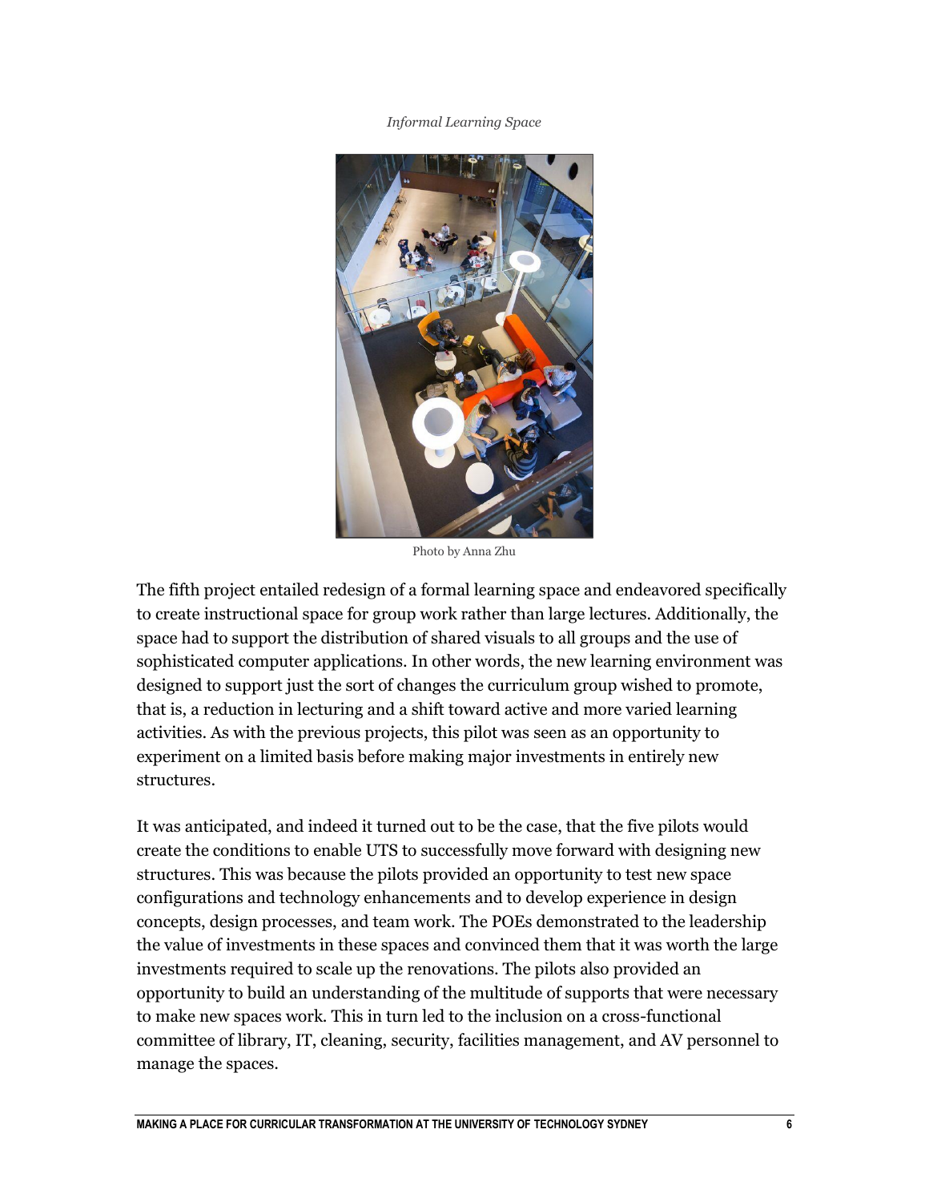*Informal Learning Space*

Photo by Anna Zhu

The fifth project entailed redesign of a formal learning space and endeavored specifically to create instructional space for group work rather than large lectures. Additionally, the space had to support the distribution of shared visuals to all groups and the use of sophisticated computer applications. In other words, the new learning environment was designed to support just the sort of changes the curriculum group wished to promote, that is, a reduction in lecturing and a shift toward active and more varied learning activities. As with the previous projects, this pilot was seen as an opportunity to experiment on a limited basis before making major investments in entirely new structures.

It was anticipated, and indeed it turned out to be the case, that the five pilots would create the conditions to enable UTS to successfully move forward with designing new structures. This was because the pilots provided an opportunity to test new space configurations and technology enhancements and to develop experience in design concepts, design processes, and team work. The POEs demonstrated to the leadership the value of investments in these spaces and convinced them that it was worth the large investments required to scale up the renovations. The pilots also provided an opportunity to build an understanding of the multitude of supports that were necessary to make new spaces work. This in turn led to the inclusion on a cross-functional committee of library, IT, cleaning, security, facilities management, and AV personnel to manage the spaces.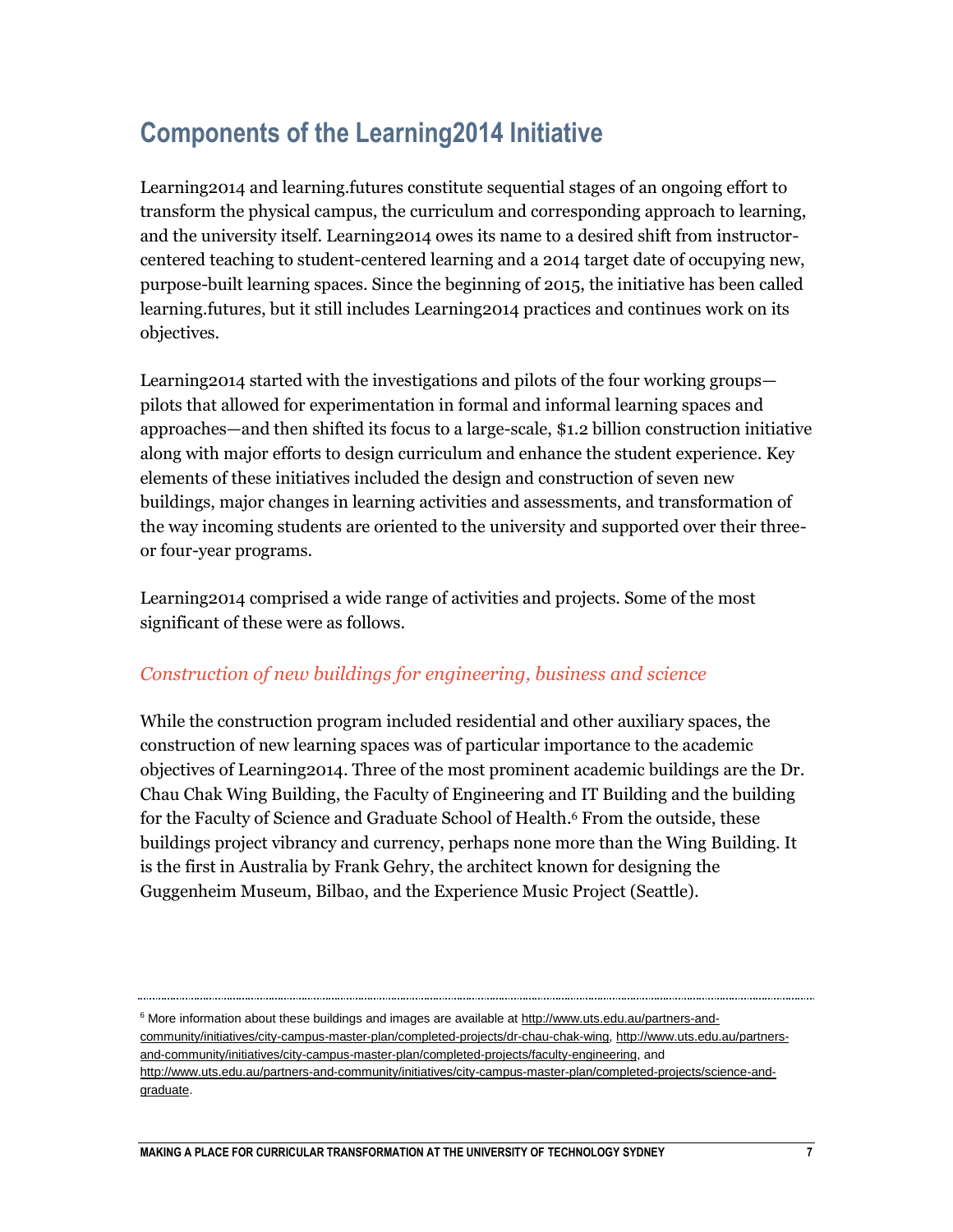## Components of the Learning2014 Initiative

Learning2014 and learning.futures constitute sequential stages of an ongoing effort to transform the physical campus, the curriculum and corresponding approach to learning, and the university itself. Learning2014 owes its name to a desired shift from instructor-centered teaching to student-centered learning and a 2014 target date of occupying new, purpose-built learning spaces. Since the beginning of 2015, the initiative has been called learning.futures, but it still includes Learning2014 practices and continues work on its objectives.

Learning2014 started with the investigations and pilots of the four working groups—pilots that allowed for experimentation in formal and informal learning spaces and approaches—and then shifted its focus to a large-scale, $1.2 billion construction initiative along with major efforts to design curriculum and enhance the student experience. Key elements of these initiatives included the design and construction of seven new buildings, major changes in learning activities and assessments, and transformation of the way incoming students are oriented to the university and supported over their three- or four-year programs.

Learning2014 comprised a wide range of activities and projects. Some of the most significant of these were as follows.

### *Construction of new buildings for engineering, business and science*

While the construction program included residential and other auxiliary spaces, the construction of new learning spaces was of particular importance to the academic objectives of Learning2014. Three of the most prominent academic buildings are the Dr. Chau Chak Wing Building, the Faculty of Engineering and IT Building and the building for the Faculty of Science and Graduate School of Health.[6] From the outside, these buildings project vibrancy and currency, perhaps none more than the Wing Building. It is the first in Australia by Frank Gehry, the architect known for designing the Guggenheim Museum, Bilbao, and the Experience Music Project (Seattle).

---

[6] More information about these buildings and images are available at http://www.uts.edu.au/partners-and-community/initiatives/city-campus-master-plan/completed-projects/dr-chau-chak-wing, http://www.uts.edu.au/partners-and-community/initiatives/city-campus-master-plan/completed-projects/faculty-engineering, and http://www.uts.edu.au/partners-and-community/initiatives/city-campus-master-plan/completed-projects/science-and-graduate.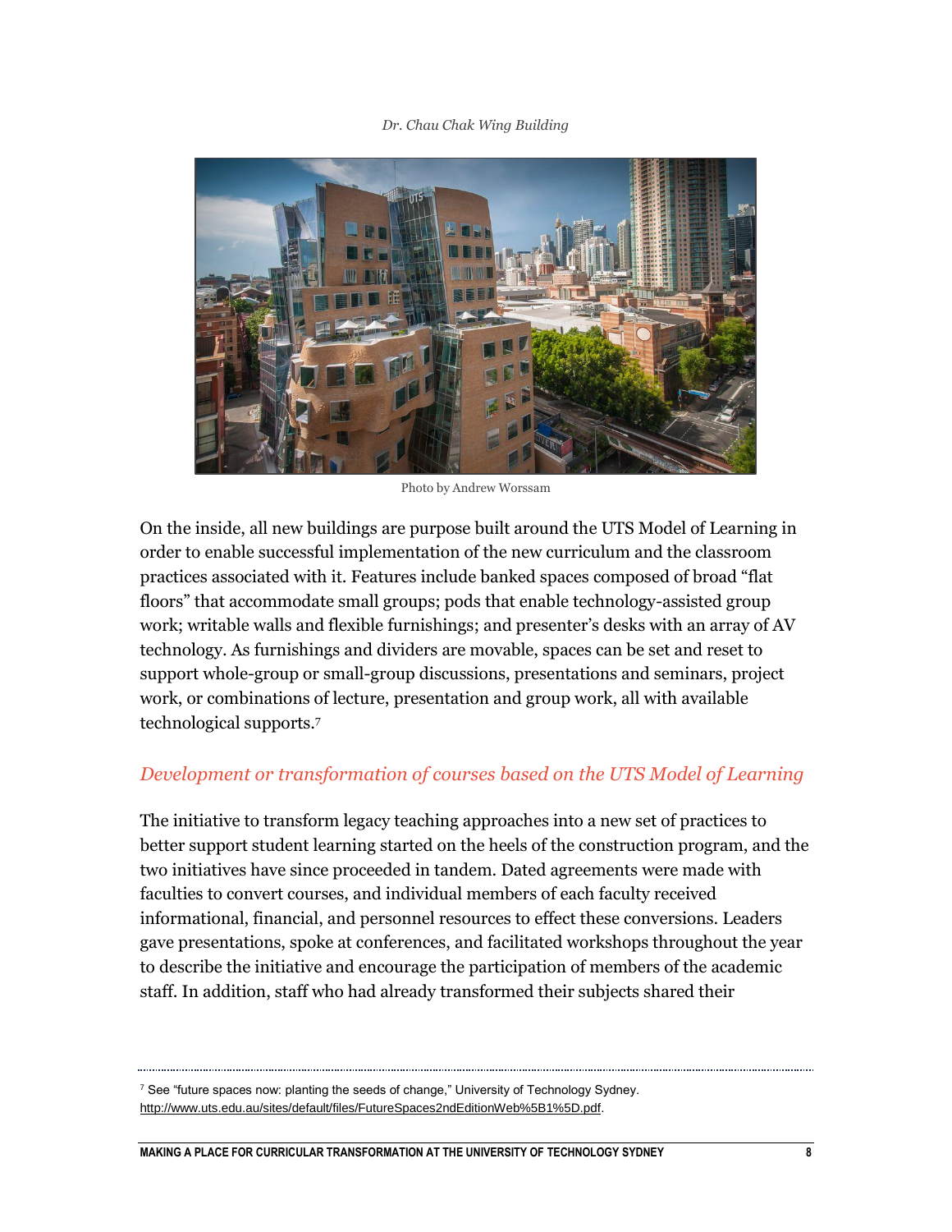*Dr. Chau Chak Wing Building*

Photo by Andrew Worssam

On the inside, all new buildings are purpose built around the UTS Model of Learning in order to enable successful implementation of the new curriculum and the classroom practices associated with it. Features include banked spaces composed of broad "flat floors" that accommodate small groups; pods that enable technology-assisted group work; writable walls and flexible furnishings; and presenter's desks with an array of AV technology. As furnishings and dividers are movable, spaces can be set and reset to support whole-group or small-group discussions, presentations and seminars, project work, or combinations of lecture, presentation and group work, all with available technological supports.[7]

## *Development or transformation of courses based on the UTS Model of Learning*

The initiative to transform legacy teaching approaches into a new set of practices to better support student learning started on the heels of the construction program, and the two initiatives have since proceeded in tandem. Dated agreements were made with faculties to convert courses, and individual members of each faculty received informational, financial, and personnel resources to effect these conversions. Leaders gave presentations, spoke at conferences, and facilitated workshops throughout the year to describe the initiative and encourage the participation of members of the academic staff. In addition, staff who had already transformed their subjects shared their

---

[7] See "future spaces now: planting the seeds of change," University of Technology Sydney. http://www.uts.edu.au/sites/default/files/FutureSpaces2ndEditionWeb%5B1%5D.pdf.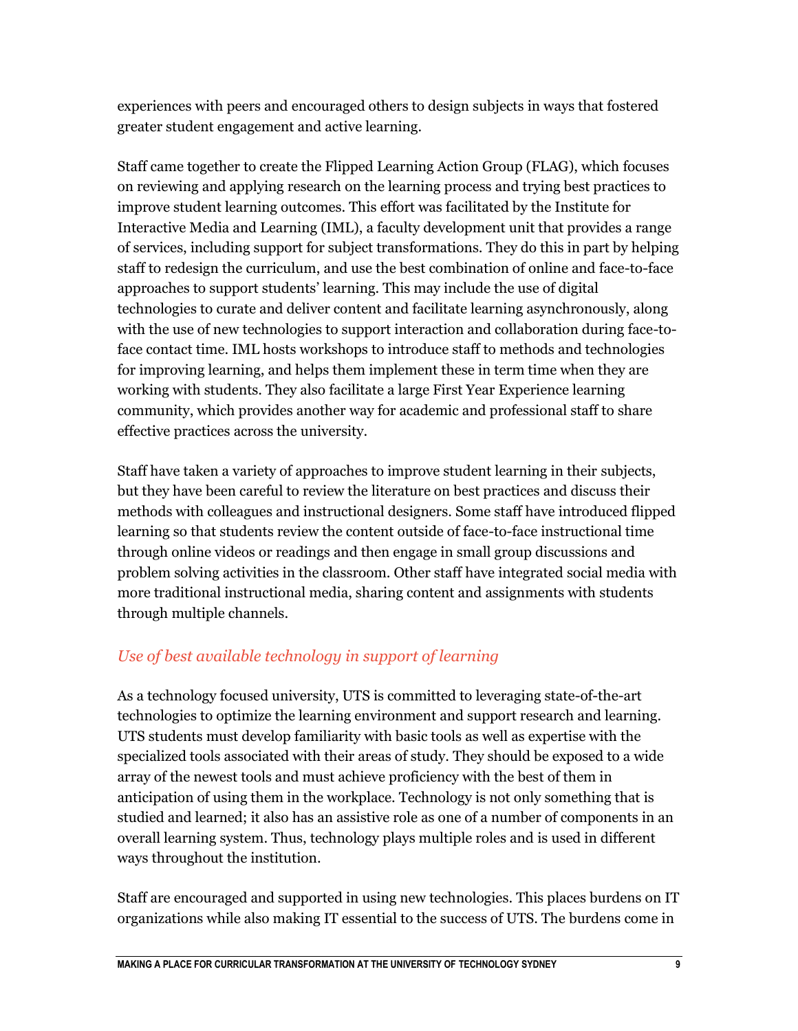experiences with peers and encouraged others to design subjects in ways that fostered greater student engagement and active learning.

Staff came together to create the Flipped Learning Action Group (FLAG), which focuses on reviewing and applying research on the learning process and trying best practices to improve student learning outcomes. This effort was facilitated by the Institute for Interactive Media and Learning (IML), a faculty development unit that provides a range of services, including support for subject transformations. They do this in part by helping staff to redesign the curriculum, and use the best combination of online and face-to-face approaches to support students' learning. This may include the use of digital technologies to curate and deliver content and facilitate learning asynchronously, along with the use of new technologies to support interaction and collaboration during face-to-face contact time. IML hosts workshops to introduce staff to methods and technologies for improving learning, and helps them implement these in term time when they are working with students. They also facilitate a large First Year Experience learning community, which provides another way for academic and professional staff to share effective practices across the university.

Staff have taken a variety of approaches to improve student learning in their subjects, but they have been careful to review the literature on best practices and discuss their methods with colleagues and instructional designers. Some staff have introduced flipped learning so that students review the content outside of face-to-face instructional time through online videos or readings and then engage in small group discussions and problem solving activities in the classroom. Other staff have integrated social media with more traditional instructional media, sharing content and assignments with students through multiple channels.

### *Use of best available technology in support of learning*

As a technology focused university, UTS is committed to leveraging state-of-the-art technologies to optimize the learning environment and support research and learning. UTS students must develop familiarity with basic tools as well as expertise with the specialized tools associated with their areas of study. They should be exposed to a wide array of the newest tools and must achieve proficiency with the best of them in anticipation of using them in the workplace. Technology is not only something that is studied and learned; it also has an assistive role as one of a number of components in an overall learning system. Thus, technology plays multiple roles and is used in different ways throughout the institution.

Staff are encouraged and supported in using new technologies. This places burdens on IT organizations while also making IT essential to the success of UTS. The burdens come in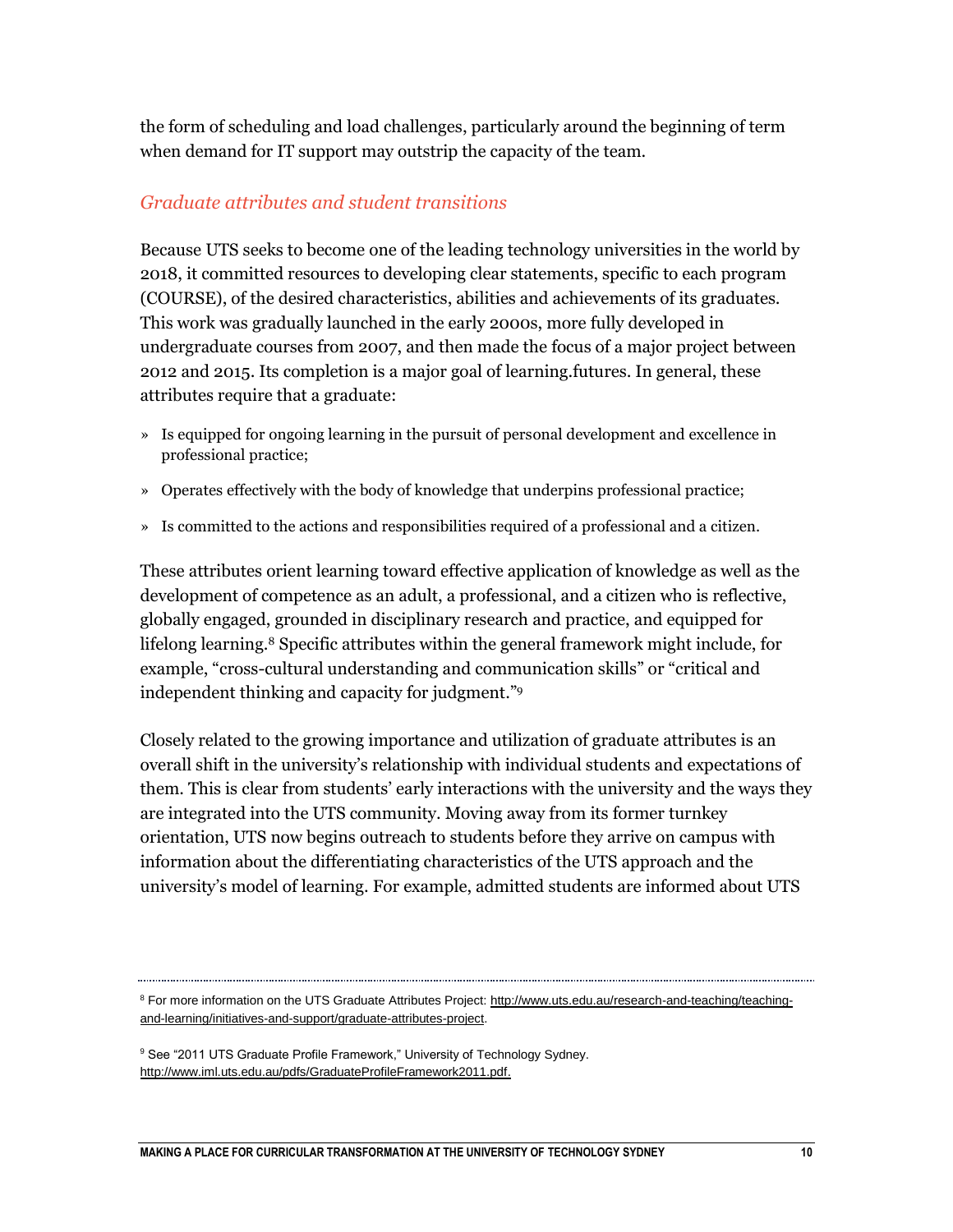the form of scheduling and load challenges, particularly around the beginning of term when demand for IT support may outstrip the capacity of the team.

### *Graduate attributes and student transitions*

Because UTS seeks to become one of the leading technology universities in the world by 2018, it committed resources to developing clear statements, specific to each program (COURSE), of the desired characteristics, abilities and achievements of its graduates. This work was gradually launched in the early 2000s, more fully developed in undergraduate courses from 2007, and then made the focus of a major project between 2012 and 2015. Its completion is a major goal of learning.futures. In general, these attributes require that a graduate:

- Is equipped for ongoing learning in the pursuit of personal development and excellence in professional practice;
- Operates effectively with the body of knowledge that underpins professional practice;
- Is committed to the actions and responsibilities required of a professional and a citizen.

These attributes orient learning toward effective application of knowledge as well as the development of competence as an adult, a professional, and a citizen who is reflective, globally engaged, grounded in disciplinary research and practice, and equipped for lifelong learning.[8] Specific attributes within the general framework might include, for example, "cross-cultural understanding and communication skills" or "critical and independent thinking and capacity for judgment."[9]

Closely related to the growing importance and utilization of graduate attributes is an overall shift in the university's relationship with individual students and expectations of them. This is clear from students' early interactions with the university and the ways they are integrated into the UTS community. Moving away from its former turnkey orientation, UTS now begins outreach to students before they arrive on campus with information about the differentiating characteristics of the UTS approach and the university's model of learning. For example, admitted students are informed about UTS

---

[8] For more information on the UTS Graduate Attributes Project: http://www.uts.edu.au/research-and-teaching/teaching-and-learning/initiatives-and-support/graduate-attributes-project.

[9] See "2011 UTS Graduate Profile Framework," University of Technology Sydney. http://www.iml.uts.edu.au/pdfs/GraduateProfileFramework2011.pdf.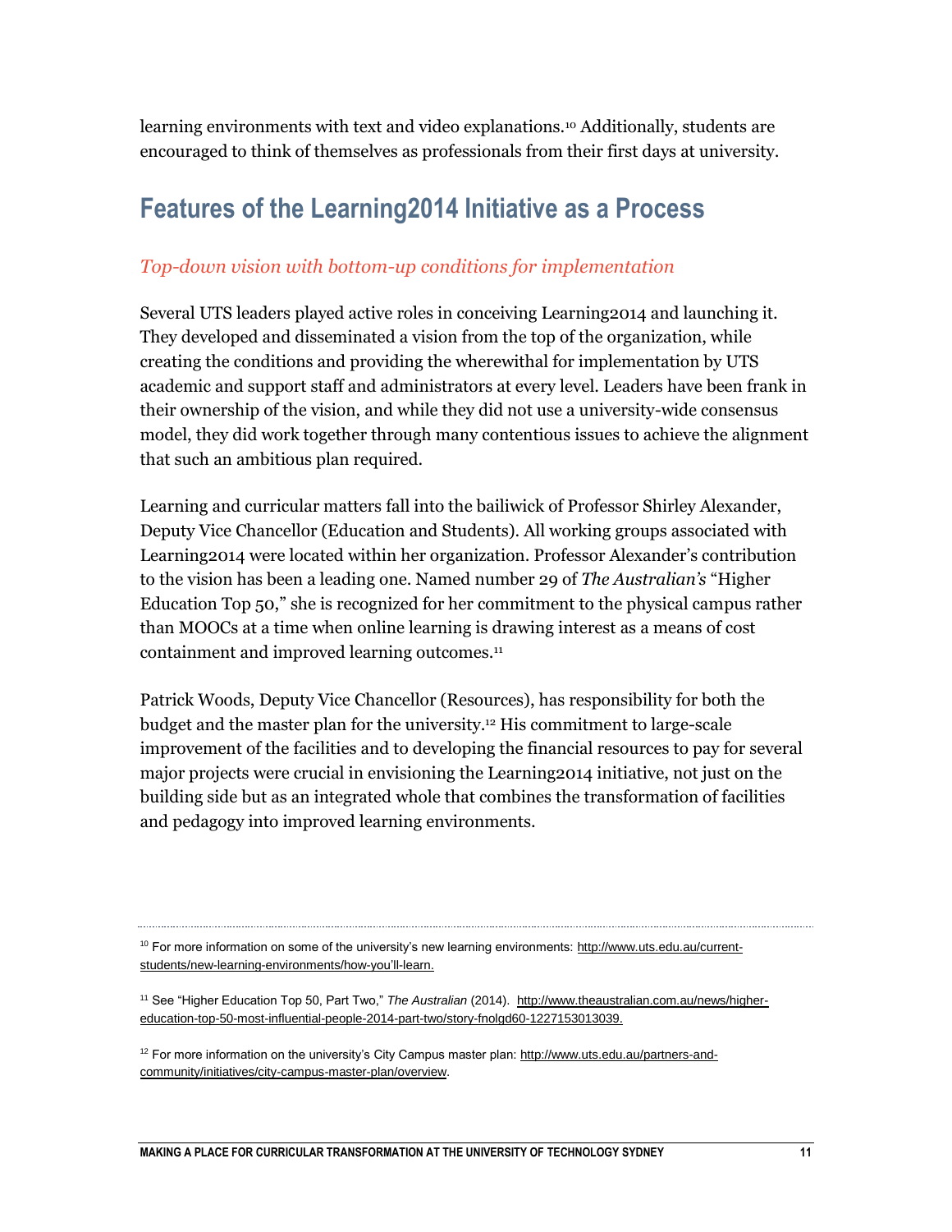learning environments with text and video explanations.[10] Additionally, students are encouraged to think of themselves as professionals from their first days at university.

## Features of the Learning2014 Initiative as a Process

### *Top-down vision with bottom-up conditions for implementation*

Several UTS leaders played active roles in conceiving Learning2014 and launching it. They developed and disseminated a vision from the top of the organization, while creating the conditions and providing the wherewithal for implementation by UTS academic and support staff and administrators at every level. Leaders have been frank in their ownership of the vision, and while they did not use a university-wide consensus model, they did work together through many contentious issues to achieve the alignment that such an ambitious plan required.

Learning and curricular matters fall into the bailiwick of Professor Shirley Alexander, Deputy Vice Chancellor (Education and Students). All working groups associated with Learning2014 were located within her organization. Professor Alexander's contribution to the vision has been a leading one. Named number 29 of *The Australian's* "Higher Education Top 50," she is recognized for her commitment to the physical campus rather than MOOCs at a time when online learning is drawing interest as a means of cost containment and improved learning outcomes.[11]

Patrick Woods, Deputy Vice Chancellor (Resources), has responsibility for both the budget and the master plan for the university.[12] His commitment to large-scale improvement of the facilities and to developing the financial resources to pay for several major projects were crucial in envisioning the Learning2014 initiative, not just on the building side but as an integrated whole that combines the transformation of facilities and pedagogy into improved learning environments.

---

[10] For more information on some of the university's new learning environments: http://www.uts.edu.au/current-students/new-learning-environments/how-you'll-learn.

[11] See "Higher Education Top 50, Part Two," *The Australian* (2014). http://www.theaustralian.com.au/news/higher-education-top-50-most-influential-people-2014-part-two/story-fnolgd60-1227153013039.

[12] For more information on the university's City Campus master plan: http://www.uts.edu.au/partners-and-community/initiatives/city-campus-master-plan/overview.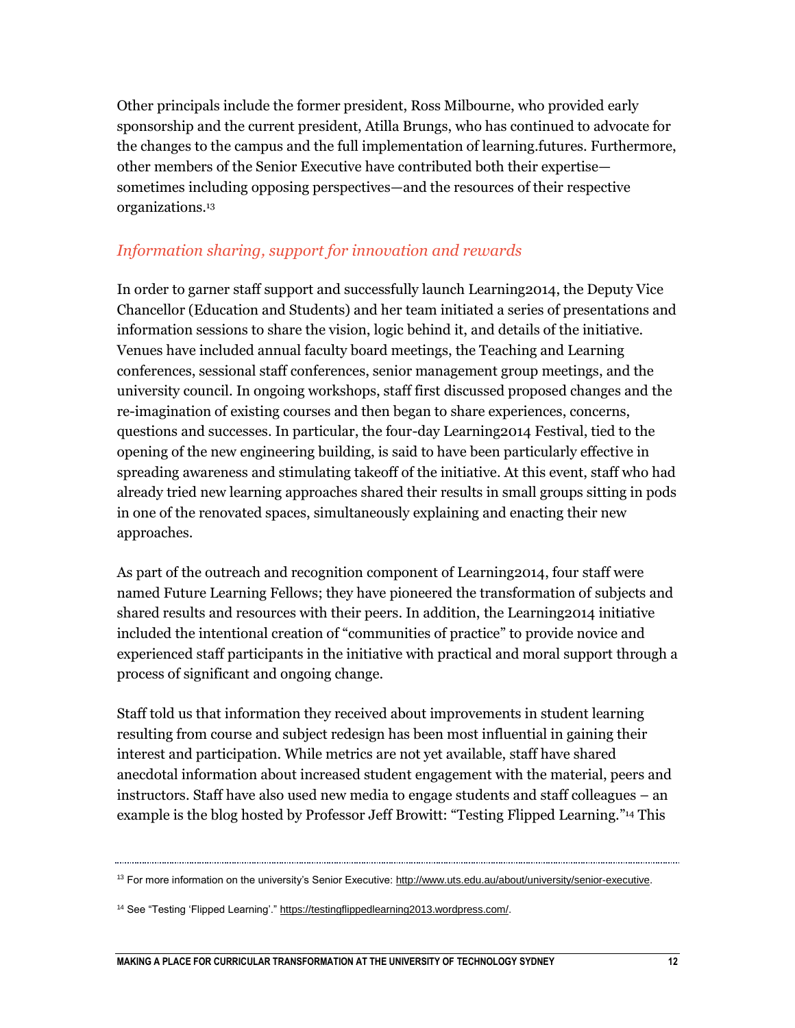Other principals include the former president, Ross Milbourne, who provided early sponsorship and the current president, Atilla Brungs, who has continued to advocate for the changes to the campus and the full implementation of learning.futures. Furthermore, other members of the Senior Executive have contributed both their expertise—sometimes including opposing perspectives—and the resources of their respective organizations.[13]

### *Information sharing, support for innovation and rewards*

In order to garner staff support and successfully launch Learning2014, the Deputy Vice Chancellor (Education and Students) and her team initiated a series of presentations and information sessions to share the vision, logic behind it, and details of the initiative. Venues have included annual faculty board meetings, the Teaching and Learning conferences, sessional staff conferences, senior management group meetings, and the university council. In ongoing workshops, staff first discussed proposed changes and the re-imagination of existing courses and then began to share experiences, concerns, questions and successes. In particular, the four-day Learning2014 Festival, tied to the opening of the new engineering building, is said to have been particularly effective in spreading awareness and stimulating takeoff of the initiative. At this event, staff who had already tried new learning approaches shared their results in small groups sitting in pods in one of the renovated spaces, simultaneously explaining and enacting their new approaches.

As part of the outreach and recognition component of Learning2014, four staff were named Future Learning Fellows; they have pioneered the transformation of subjects and shared results and resources with their peers. In addition, the Learning2014 initiative included the intentional creation of "communities of practice" to provide novice and experienced staff participants in the initiative with practical and moral support through a process of significant and ongoing change.

Staff told us that information they received about improvements in student learning resulting from course and subject redesign has been most influential in gaining their interest and participation. While metrics are not yet available, staff have shared anecdotal information about increased student engagement with the material, peers and instructors. Staff have also used new media to engage students and staff colleagues – an example is the blog hosted by Professor Jeff Browitt: "Testing Flipped Learning."[14] This

---

[13] For more information on the university's Senior Executive: http://www.uts.edu.au/about/university/senior-executive.

[14] See "Testing 'Flipped Learning'." https://testingflippedlearning2013.wordpress.com/.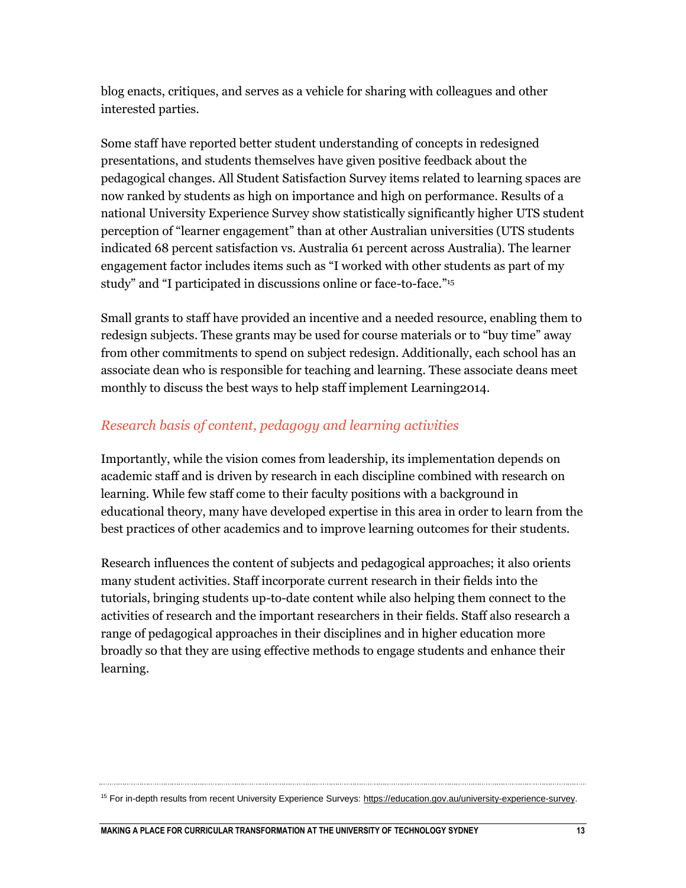blog enacts, critiques, and serves as a vehicle for sharing with colleagues and other interested parties.

Some staff have reported better student understanding of concepts in redesigned presentations, and students themselves have given positive feedback about the pedagogical changes. All Student Satisfaction Survey items related to learning spaces are now ranked by students as high on importance and high on performance. Results of a national University Experience Survey show statistically significantly higher UTS student perception of "learner engagement" than at other Australian universities (UTS students indicated 68 percent satisfaction vs. Australia 61 percent across Australia). The learner engagement factor includes items such as "I worked with other students as part of my study" and "I participated in discussions online or face-to-face."[15]

Small grants to staff have provided an incentive and a needed resource, enabling them to redesign subjects. These grants may be used for course materials or to "buy time" away from other commitments to spend on subject redesign. Additionally, each school has an associate dean who is responsible for teaching and learning. These associate deans meet monthly to discuss the best ways to help staff implement Learning2014.

### *Research basis of content, pedagogy and learning activities*

Importantly, while the vision comes from leadership, its implementation depends on academic staff and is driven by research in each discipline combined with research on learning. While few staff come to their faculty positions with a background in educational theory, many have developed expertise in this area in order to learn from the best practices of other academics and to improve learning outcomes for their students.

Research influences the content of subjects and pedagogical approaches; it also orients many student activities. Staff incorporate current research in their fields into the tutorials, bringing students up-to-date content while also helping them connect to the activities of research and the important researchers in their fields. Staff also research a range of pedagogical approaches in their disciplines and in higher education more broadly so that they are using effective methods to engage students and enhance their learning.

[15] For in-depth results from recent University Experience Surveys: https://education.gov.au/university-experience-survey.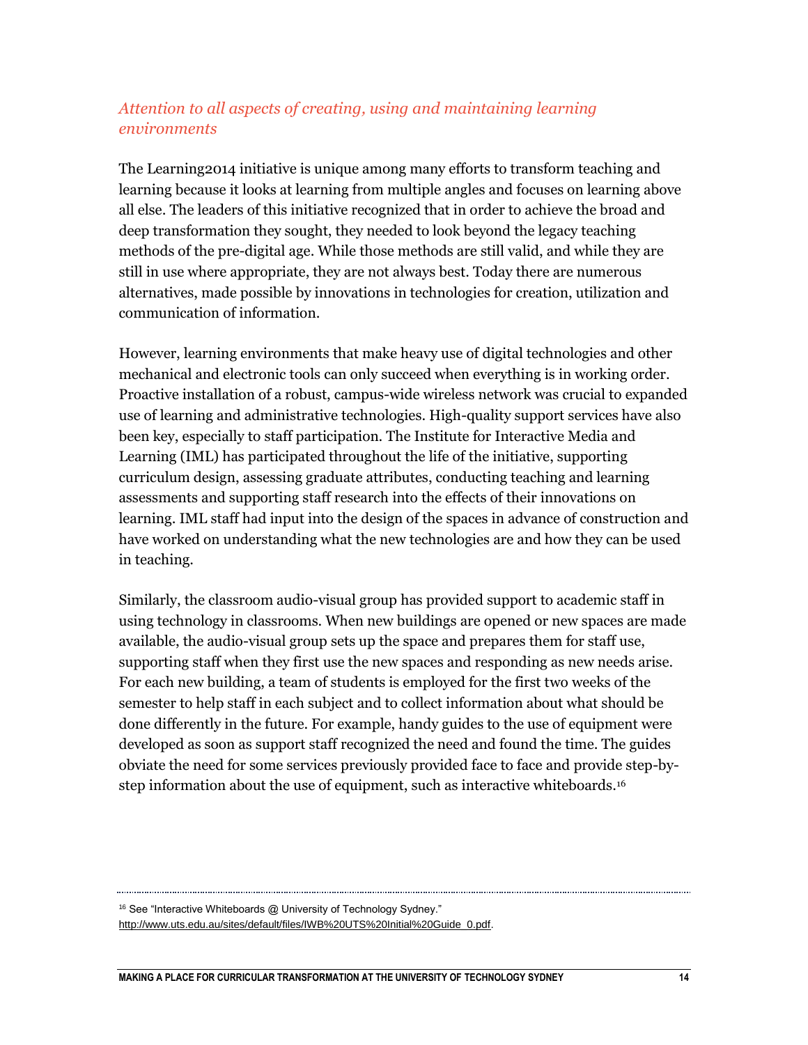### *Attention to all aspects of creating, using and maintaining learning environments*

The Learning2014 initiative is unique among many efforts to transform teaching and learning because it looks at learning from multiple angles and focuses on learning above all else. The leaders of this initiative recognized that in order to achieve the broad and deep transformation they sought, they needed to look beyond the legacy teaching methods of the pre-digital age. While those methods are still valid, and while they are still in use where appropriate, they are not always best. Today there are numerous alternatives, made possible by innovations in technologies for creation, utilization and communication of information.

However, learning environments that make heavy use of digital technologies and other mechanical and electronic tools can only succeed when everything is in working order. Proactive installation of a robust, campus-wide wireless network was crucial to expanded use of learning and administrative technologies. High-quality support services have also been key, especially to staff participation. The Institute for Interactive Media and Learning (IML) has participated throughout the life of the initiative, supporting curriculum design, assessing graduate attributes, conducting teaching and learning assessments and supporting staff research into the effects of their innovations on learning. IML staff had input into the design of the spaces in advance of construction and have worked on understanding what the new technologies are and how they can be used in teaching.

Similarly, the classroom audio-visual group has provided support to academic staff in using technology in classrooms. When new buildings are opened or new spaces are made available, the audio-visual group sets up the space and prepares them for staff use, supporting staff when they first use the new spaces and responding as new needs arise. For each new building, a team of students is employed for the first two weeks of the semester to help staff in each subject and to collect information about what should be done differently in the future. For example, handy guides to the use of equipment were developed as soon as support staff recognized the need and found the time. The guides obviate the need for some services previously provided face to face and provide step-by-step information about the use of equipment, such as interactive whiteboards.[16]

---

[16] See "Interactive Whiteboards @ University of Technology Sydney." http://www.uts.edu.au/sites/default/files/IWB%20UTS%20Initial%20Guide_0.pdf.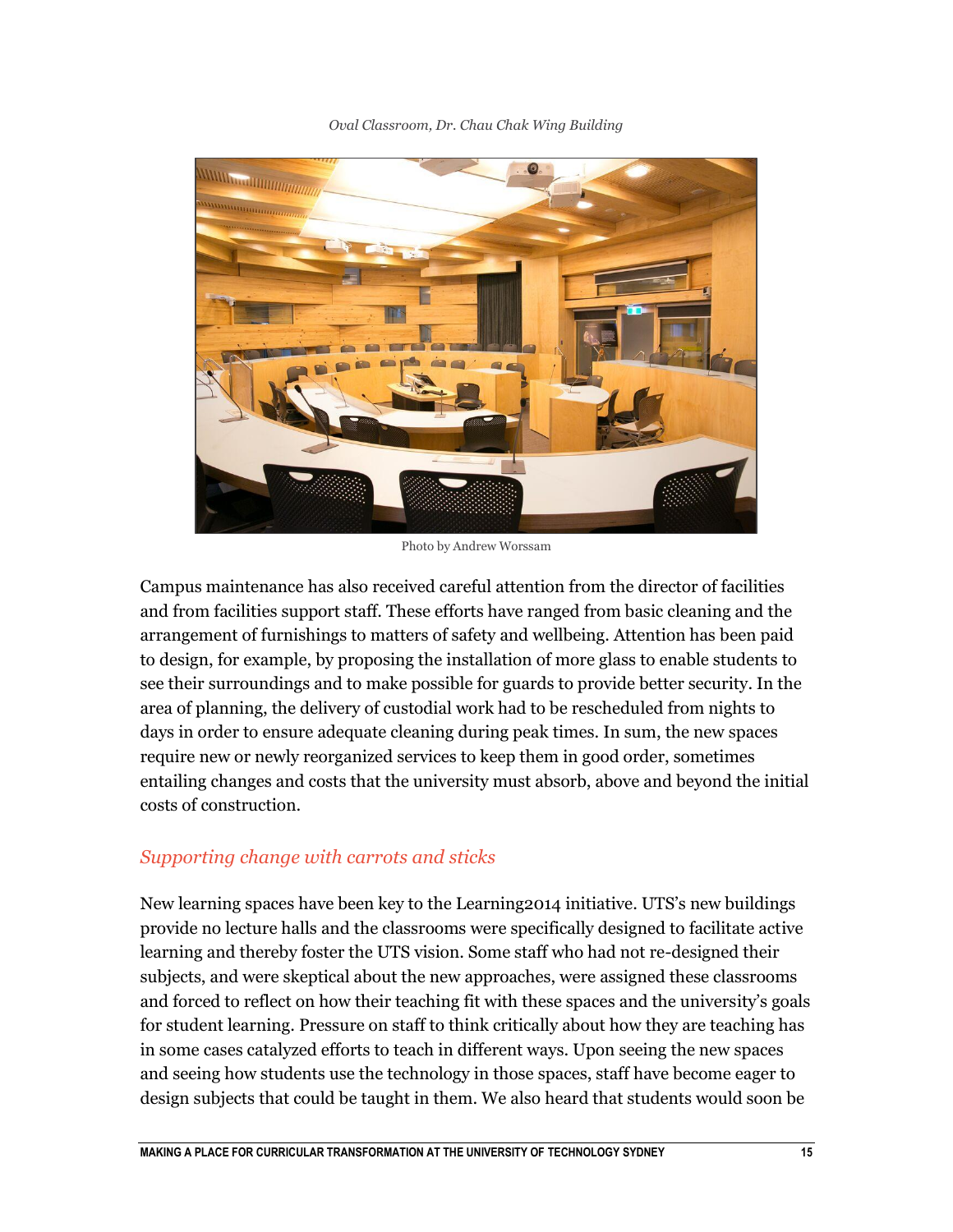*Oval Classroom, Dr. Chau Chak Wing Building*

Photo by Andrew Worssam

Campus maintenance has also received careful attention from the director of facilities and from facilities support staff. These efforts have ranged from basic cleaning and the arrangement of furnishings to matters of safety and wellbeing. Attention has been paid to design, for example, by proposing the installation of more glass to enable students to see their surroundings and to make possible for guards to provide better security. In the area of planning, the delivery of custodial work had to be rescheduled from nights to days in order to ensure adequate cleaning during peak times. In sum, the new spaces require new or newly reorganized services to keep them in good order, sometimes entailing changes and costs that the university must absorb, above and beyond the initial costs of construction.

### *Supporting change with carrots and sticks*

New learning spaces have been key to the Learning2014 initiative. UTS's new buildings provide no lecture halls and the classrooms were specifically designed to facilitate active learning and thereby foster the UTS vision. Some staff who had not re-designed their subjects, and were skeptical about the new approaches, were assigned these classrooms and forced to reflect on how their teaching fit with these spaces and the university's goals for student learning. Pressure on staff to think critically about how they are teaching has in some cases catalyzed efforts to teach in different ways. Upon seeing the new spaces and seeing how students use the technology in those spaces, staff have become eager to design subjects that could be taught in them. We also heard that students would soon be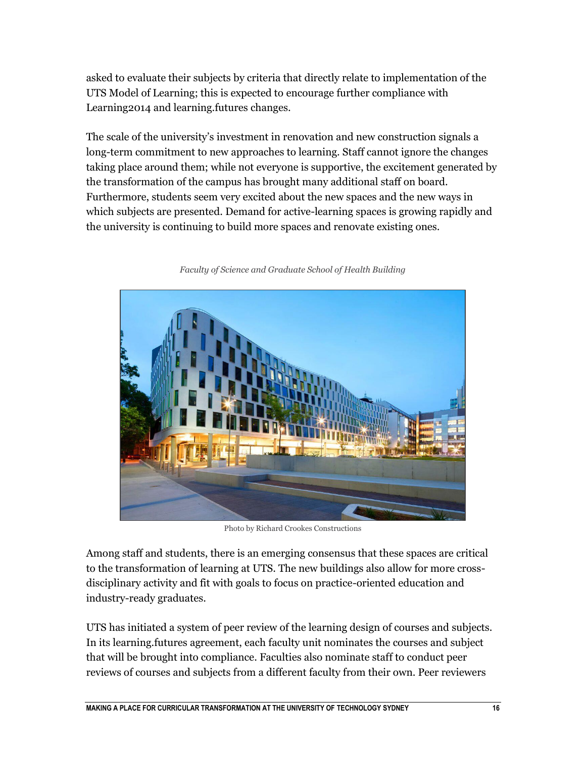asked to evaluate their subjects by criteria that directly relate to implementation of the UTS Model of Learning; this is expected to encourage further compliance with Learning2014 and learning.futures changes.

The scale of the university's investment in renovation and new construction signals a long-term commitment to new approaches to learning. Staff cannot ignore the changes taking place around them; while not everyone is supportive, the excitement generated by the transformation of the campus has brought many additional staff on board. Furthermore, students seem very excited about the new spaces and the new ways in which subjects are presented. Demand for active-learning spaces is growing rapidly and the university is continuing to build more spaces and renovate existing ones.

*Faculty of Science and Graduate School of Health Building*

Photo by Richard Crookes Constructions

Among staff and students, there is an emerging consensus that these spaces are critical to the transformation of learning at UTS. The new buildings also allow for more cross-disciplinary activity and fit with goals to focus on practice-oriented education and industry-ready graduates.

UTS has initiated a system of peer review of the learning design of courses and subjects. In its learning.futures agreement, each faculty unit nominates the courses and subject that will be brought into compliance. Faculties also nominate staff to conduct peer reviews of courses and subjects from a different faculty from their own. Peer reviewers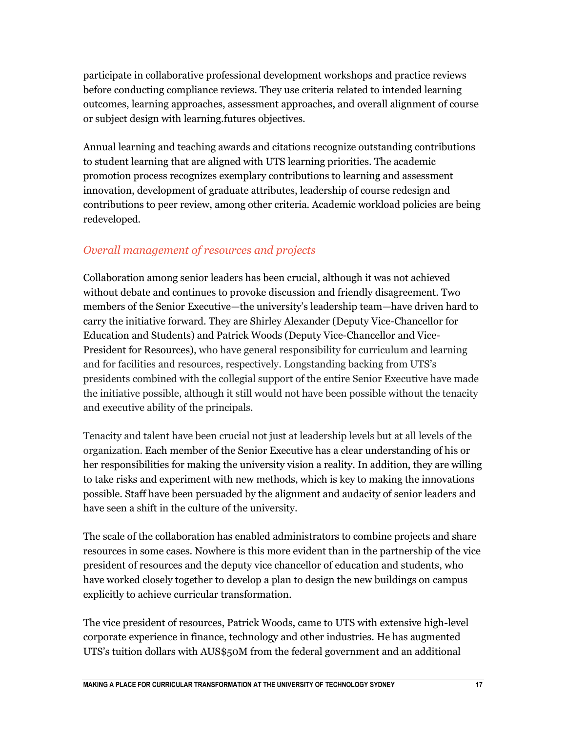participate in collaborative professional development workshops and practice reviews before conducting compliance reviews. They use criteria related to intended learning outcomes, learning approaches, assessment approaches, and overall alignment of course or subject design with learning.futures objectives.

Annual learning and teaching awards and citations recognize outstanding contributions to student learning that are aligned with UTS learning priorities. The academic promotion process recognizes exemplary contributions to learning and assessment innovation, development of graduate attributes, leadership of course redesign and contributions to peer review, among other criteria. Academic workload policies are being redeveloped.

### *Overall management of resources and projects*

Collaboration among senior leaders has been crucial, although it was not achieved without debate and continues to provoke discussion and friendly disagreement. Two members of the Senior Executive—the university's leadership team—have driven hard to carry the initiative forward. They are Shirley Alexander (Deputy Vice-Chancellor for Education and Students) and Patrick Woods (Deputy Vice-Chancellor and Vice-President for Resources), who have general responsibility for curriculum and learning and for facilities and resources, respectively. Longstanding backing from UTS's presidents combined with the collegial support of the entire Senior Executive have made the initiative possible, although it still would not have been possible without the tenacity and executive ability of the principals.

Tenacity and talent have been crucial not just at leadership levels but at all levels of the organization. Each member of the Senior Executive has a clear understanding of his or her responsibilities for making the university vision a reality. In addition, they are willing to take risks and experiment with new methods, which is key to making the innovations possible. Staff have been persuaded by the alignment and audacity of senior leaders and have seen a shift in the culture of the university.

The scale of the collaboration has enabled administrators to combine projects and share resources in some cases. Nowhere is this more evident than in the partnership of the vice president of resources and the deputy vice chancellor of education and students, who have worked closely together to develop a plan to design the new buildings on campus explicitly to achieve curricular transformation.

The vice president of resources, Patrick Woods, came to UTS with extensive high-level corporate experience in finance, technology and other industries. He has augmented UTS's tuition dollars with AUS$50M from the federal government and an additional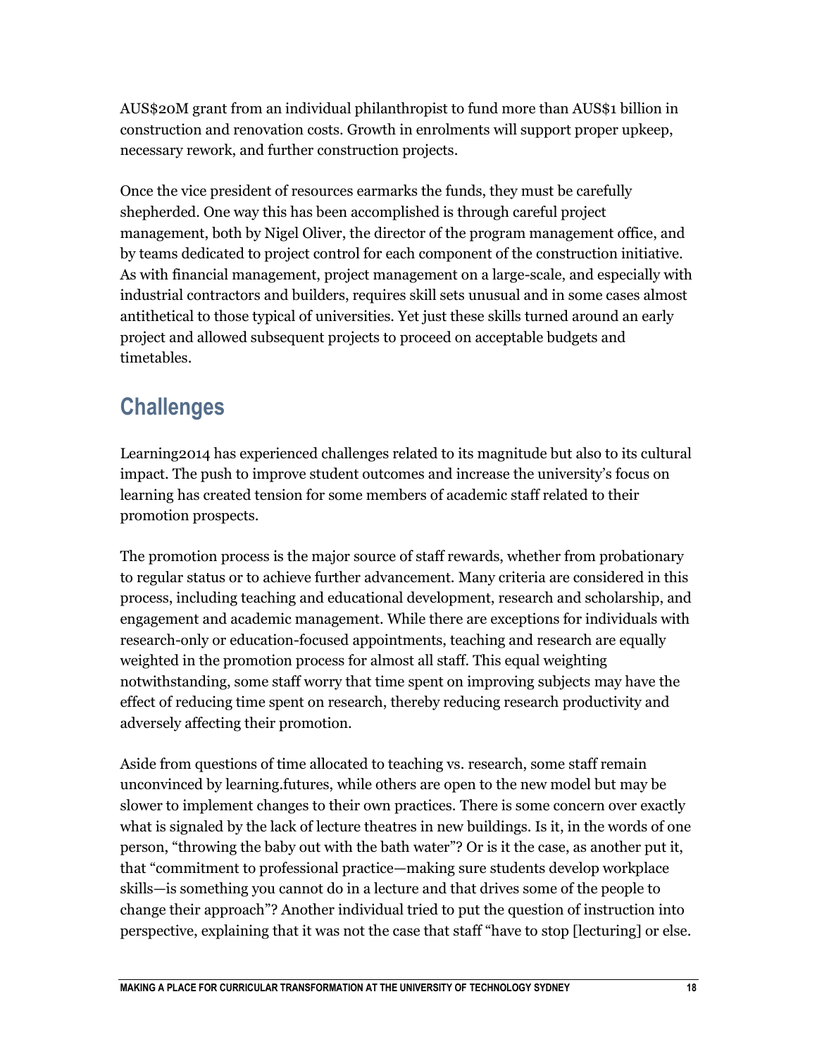AUS$20M grant from an individual philanthropist to fund more than AUS$1 billion in construction and renovation costs. Growth in enrolments will support proper upkeep, necessary rework, and further construction projects.

Once the vice president of resources earmarks the funds, they must be carefully shepherded. One way this has been accomplished is through careful project management, both by Nigel Oliver, the director of the program management office, and by teams dedicated to project control for each component of the construction initiative. As with financial management, project management on a large-scale, and especially with industrial contractors and builders, requires skill sets unusual and in some cases almost antithetical to those typical of universities. Yet just these skills turned around an early project and allowed subsequent projects to proceed on acceptable budgets and timetables.

## Challenges

Learning2014 has experienced challenges related to its magnitude but also to its cultural impact. The push to improve student outcomes and increase the university's focus on learning has created tension for some members of academic staff related to their promotion prospects.

The promotion process is the major source of staff rewards, whether from probationary to regular status or to achieve further advancement. Many criteria are considered in this process, including teaching and educational development, research and scholarship, and engagement and academic management. While there are exceptions for individuals with research-only or education-focused appointments, teaching and research are equally weighted in the promotion process for almost all staff. This equal weighting notwithstanding, some staff worry that time spent on improving subjects may have the effect of reducing time spent on research, thereby reducing research productivity and adversely affecting their promotion.

Aside from questions of time allocated to teaching vs. research, some staff remain unconvinced by learning.futures, while others are open to the new model but may be slower to implement changes to their own practices. There is some concern over exactly what is signaled by the lack of lecture theatres in new buildings. Is it, in the words of one person, "throwing the baby out with the bath water"? Or is it the case, as another put it, that "commitment to professional practice—making sure students develop workplace skills—is something you cannot do in a lecture and that drives some of the people to change their approach"? Another individual tried to put the question of instruction into perspective, explaining that it was not the case that staff "have to stop [lecturing] or else.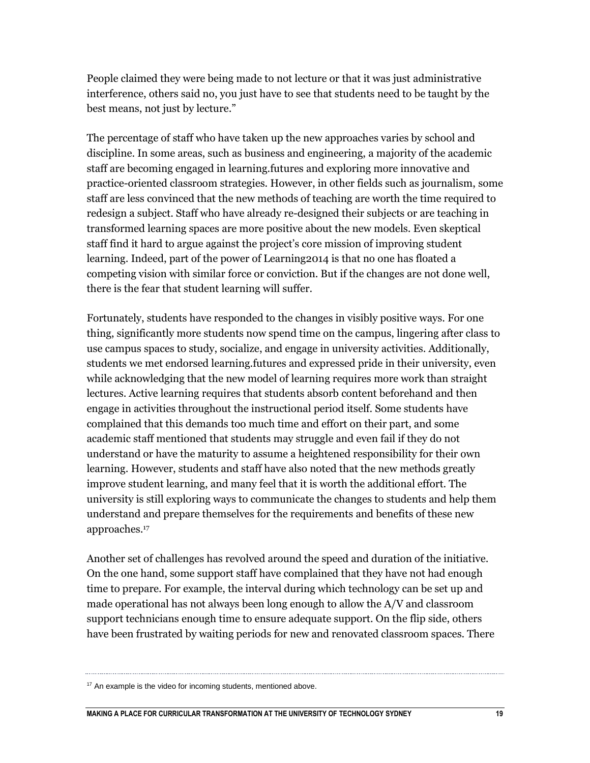People claimed they were being made to not lecture or that it was just administrative interference, others said no, you just have to see that students need to be taught by the best means, not just by lecture."

The percentage of staff who have taken up the new approaches varies by school and discipline. In some areas, such as business and engineering, a majority of the academic staff are becoming engaged in learning.futures and exploring more innovative and practice-oriented classroom strategies. However, in other fields such as journalism, some staff are less convinced that the new methods of teaching are worth the time required to redesign a subject. Staff who have already re-designed their subjects or are teaching in transformed learning spaces are more positive about the new models. Even skeptical staff find it hard to argue against the project's core mission of improving student learning. Indeed, part of the power of Learning2014 is that no one has floated a competing vision with similar force or conviction. But if the changes are not done well, there is the fear that student learning will suffer.

Fortunately, students have responded to the changes in visibly positive ways. For one thing, significantly more students now spend time on the campus, lingering after class to use campus spaces to study, socialize, and engage in university activities. Additionally, students we met endorsed learning.futures and expressed pride in their university, even while acknowledging that the new model of learning requires more work than straight lectures. Active learning requires that students absorb content beforehand and then engage in activities throughout the instructional period itself. Some students have complained that this demands too much time and effort on their part, and some academic staff mentioned that students may struggle and even fail if they do not understand or have the maturity to assume a heightened responsibility for their own learning. However, students and staff have also noted that the new methods greatly improve student learning, and many feel that it is worth the additional effort. The university is still exploring ways to communicate the changes to students and help them understand and prepare themselves for the requirements and benefits of these new approaches.[17]

Another set of challenges has revolved around the speed and duration of the initiative. On the one hand, some support staff have complained that they have not had enough time to prepare. For example, the interval during which technology can be set up and made operational has not always been long enough to allow the A/V and classroom support technicians enough time to ensure adequate support. On the flip side, others have been frustrated by waiting periods for new and renovated classroom spaces. There

---

[17] An example is the video for incoming students, mentioned above.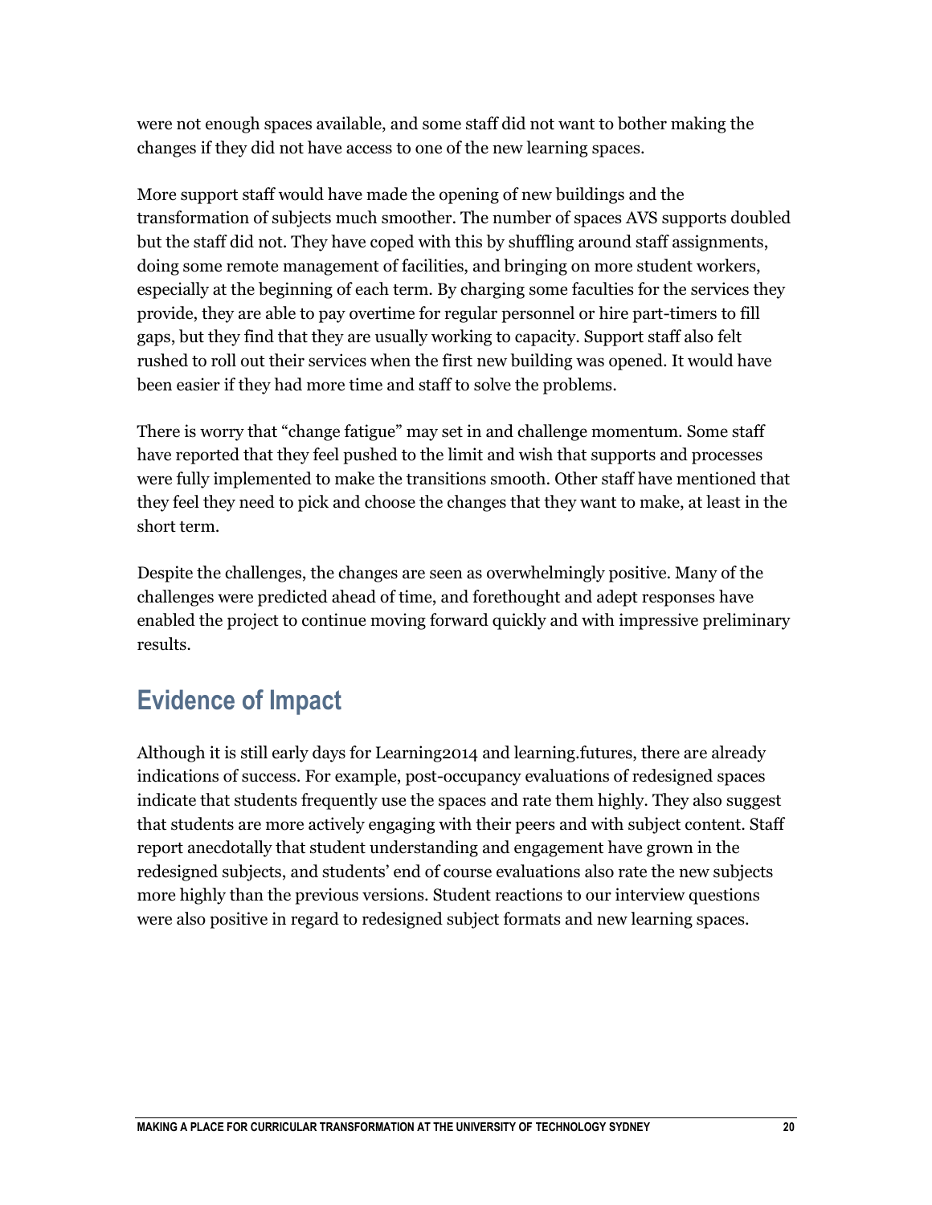were not enough spaces available, and some staff did not want to bother making the changes if they did not have access to one of the new learning spaces.

More support staff would have made the opening of new buildings and the transformation of subjects much smoother. The number of spaces AVS supports doubled but the staff did not. They have coped with this by shuffling around staff assignments, doing some remote management of facilities, and bringing on more student workers, especially at the beginning of each term. By charging some faculties for the services they provide, they are able to pay overtime for regular personnel or hire part-timers to fill gaps, but they find that they are usually working to capacity. Support staff also felt rushed to roll out their services when the first new building was opened. It would have been easier if they had more time and staff to solve the problems.

There is worry that "change fatigue" may set in and challenge momentum. Some staff have reported that they feel pushed to the limit and wish that supports and processes were fully implemented to make the transitions smooth. Other staff have mentioned that they feel they need to pick and choose the changes that they want to make, at least in the short term.

Despite the challenges, the changes are seen as overwhelmingly positive. Many of the challenges were predicted ahead of time, and forethought and adept responses have enabled the project to continue moving forward quickly and with impressive preliminary results.

## Evidence of Impact

Although it is still early days for Learning2014 and learning.futures, there are already indications of success. For example, post-occupancy evaluations of redesigned spaces indicate that students frequently use the spaces and rate them highly. They also suggest that students are more actively engaging with their peers and with subject content. Staff report anecdotally that student understanding and engagement have grown in the redesigned subjects, and students' end of course evaluations also rate the new subjects more highly than the previous versions. Student reactions to our interview questions were also positive in regard to redesigned subject formats and new learning spaces.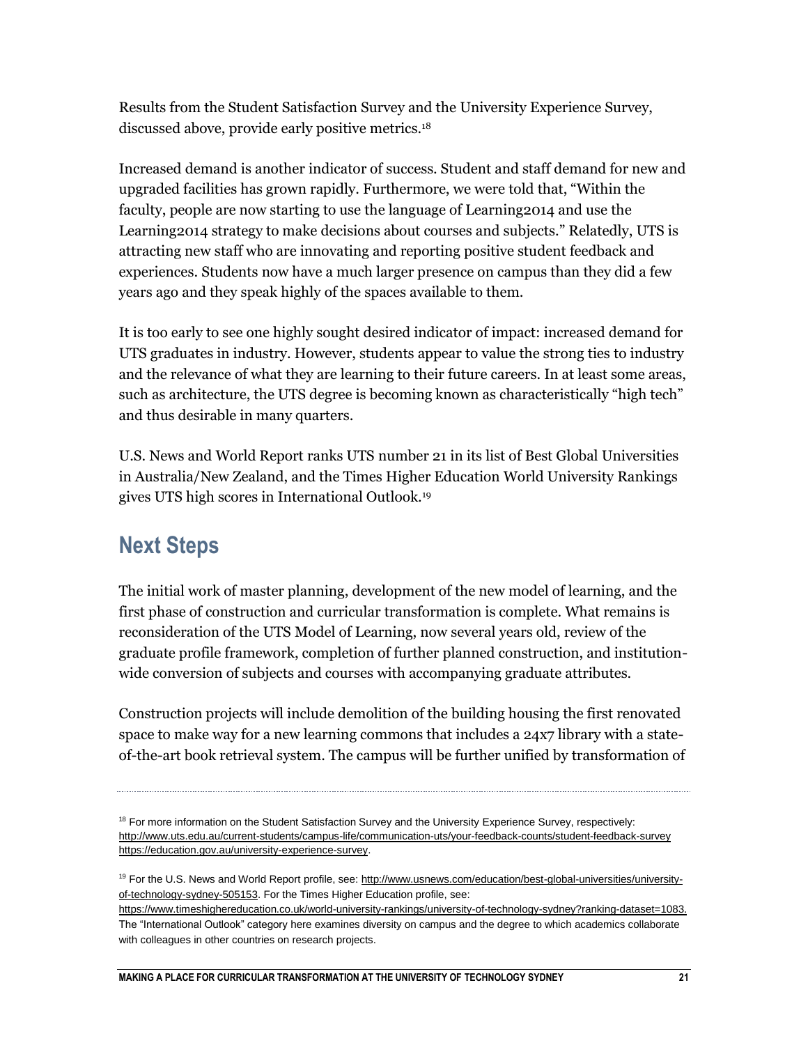Results from the Student Satisfaction Survey and the University Experience Survey, discussed above, provide early positive metrics.[18]

Increased demand is another indicator of success. Student and staff demand for new and upgraded facilities has grown rapidly. Furthermore, we were told that, "Within the faculty, people are now starting to use the language of Learning2014 and use the Learning2014 strategy to make decisions about courses and subjects." Relatedly, UTS is attracting new staff who are innovating and reporting positive student feedback and experiences. Students now have a much larger presence on campus than they did a few years ago and they speak highly of the spaces available to them.

It is too early to see one highly sought desired indicator of impact: increased demand for UTS graduates in industry. However, students appear to value the strong ties to industry and the relevance of what they are learning to their future careers. In at least some areas, such as architecture, the UTS degree is becoming known as characteristically "high tech" and thus desirable in many quarters.

U.S. News and World Report ranks UTS number 21 in its list of Best Global Universities in Australia/New Zealand, and the Times Higher Education World University Rankings gives UTS high scores in International Outlook.[19]

## Next Steps

The initial work of master planning, development of the new model of learning, and the first phase of construction and curricular transformation is complete. What remains is reconsideration of the UTS Model of Learning, now several years old, review of the graduate profile framework, completion of further planned construction, and institution-wide conversion of subjects and courses with accompanying graduate attributes.

Construction projects will include demolition of the building housing the first renovated space to make way for a new learning commons that includes a 24x7 library with a state-of-the-art book retrieval system. The campus will be further unified by transformation of

---

[18] For more information on the Student Satisfaction Survey and the University Experience Survey, respectively: http://www.uts.edu.au/current-students/campus-life/communication-uts/your-feedback-counts/student-feedback-survey https://education.gov.au/university-experience-survey.

[19] For the U.S. News and World Report profile, see: http://www.usnews.com/education/best-global-universities/university-of-technology-sydney-505153. For the Times Higher Education profile, see: https://www.timeshighereducation.co.uk/world-university-rankings/university-of-technology-sydney?ranking-dataset=1083. The "International Outlook" category here examines diversity on campus and the degree to which academics collaborate with colleagues in other countries on research projects.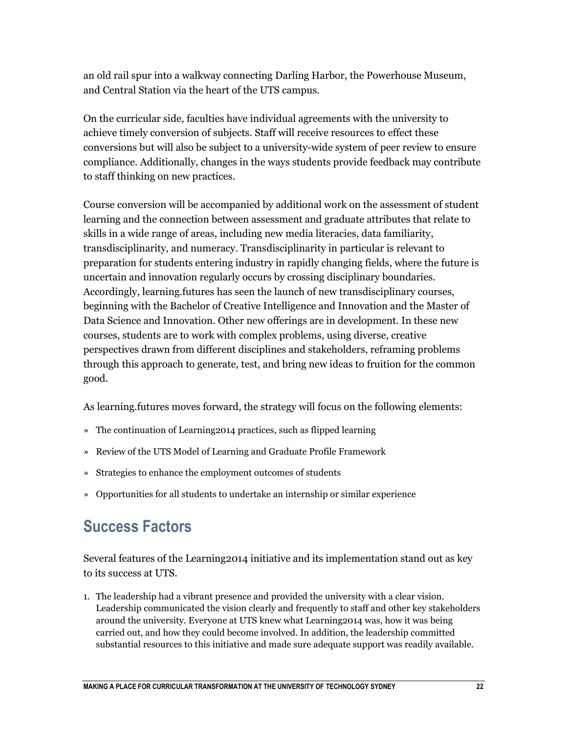an old rail spur into a walkway connecting Darling Harbor, the Powerhouse Museum, and Central Station via the heart of the UTS campus.

On the curricular side, faculties have individual agreements with the university to achieve timely conversion of subjects. Staff will receive resources to effect these conversions but will also be subject to a university-wide system of peer review to ensure compliance. Additionally, changes in the ways students provide feedback may contribute to staff thinking on new practices.

Course conversion will be accompanied by additional work on the assessment of student learning and the connection between assessment and graduate attributes that relate to skills in a wide range of areas, including new media literacies, data familiarity, transdisciplinarity, and numeracy. Transdisciplinarity in particular is relevant to preparation for students entering industry in rapidly changing fields, where the future is uncertain and innovation regularly occurs by crossing disciplinary boundaries. Accordingly, learning.futures has seen the launch of new transdisciplinary courses, beginning with the Bachelor of Creative Intelligence and Innovation and the Master of Data Science and Innovation. Other new offerings are in development. In these new courses, students are to work with complex problems, using diverse, creative perspectives drawn from different disciplines and stakeholders, reframing problems through this approach to generate, test, and bring new ideas to fruition for the common good.

As learning.futures moves forward, the strategy will focus on the following elements:

- The continuation of Learning2014 practices, such as flipped learning
- Review of the UTS Model of Learning and Graduate Profile Framework
- Strategies to enhance the employment outcomes of students
- Opportunities for all students to undertake an internship or similar experience

## Success Factors

Several features of the Learning2014 initiative and its implementation stand out as key to its success at UTS.

1. The leadership had a vibrant presence and provided the university with a clear vision. Leadership communicated the vision clearly and frequently to staff and other key stakeholders around the university. Everyone at UTS knew what Learning2014 was, how it was being carried out, and how they could become involved. In addition, the leadership committed substantial resources to this initiative and made sure adequate support was readily available.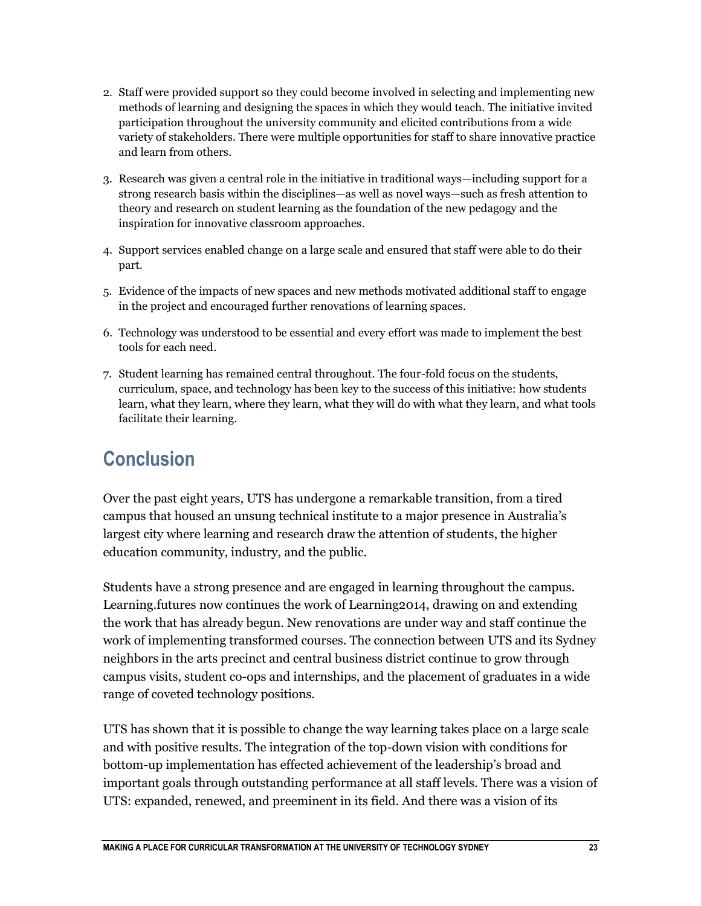2. Staff were provided support so they could become involved in selecting and implementing new methods of learning and designing the spaces in which they would teach. The initiative invited participation throughout the university community and elicited contributions from a wide variety of stakeholders. There were multiple opportunities for staff to share innovative practice and learn from others.

3. Research was given a central role in the initiative in traditional ways—including support for a strong research basis within the disciplines—as well as novel ways—such as fresh attention to theory and research on student learning as the foundation of the new pedagogy and the inspiration for innovative classroom approaches.

4. Support services enabled change on a large scale and ensured that staff were able to do their part.

5. Evidence of the impacts of new spaces and new methods motivated additional staff to engage in the project and encouraged further renovations of learning spaces.

6. Technology was understood to be essential and every effort was made to implement the best tools for each need.

7. Student learning has remained central throughout. The four-fold focus on the students, curriculum, space, and technology has been key to the success of this initiative: how students learn, what they learn, where they learn, what they will do with what they learn, and what tools facilitate their learning.

## Conclusion

Over the past eight years, UTS has undergone a remarkable transition, from a tired campus that housed an unsung technical institute to a major presence in Australia's largest city where learning and research draw the attention of students, the higher education community, industry, and the public.

Students have a strong presence and are engaged in learning throughout the campus. Learning.futures now continues the work of Learning2014, drawing on and extending the work that has already begun. New renovations are under way and staff continue the work of implementing transformed courses. The connection between UTS and its Sydney neighbors in the arts precinct and central business district continue to grow through campus visits, student co-ops and internships, and the placement of graduates in a wide range of coveted technology positions.

UTS has shown that it is possible to change the way learning takes place on a large scale and with positive results. The integration of the top-down vision with conditions for bottom-up implementation has effected achievement of the leadership's broad and important goals through outstanding performance at all staff levels. There was a vision of UTS: expanded, renewed, and preeminent in its field. And there was a vision of its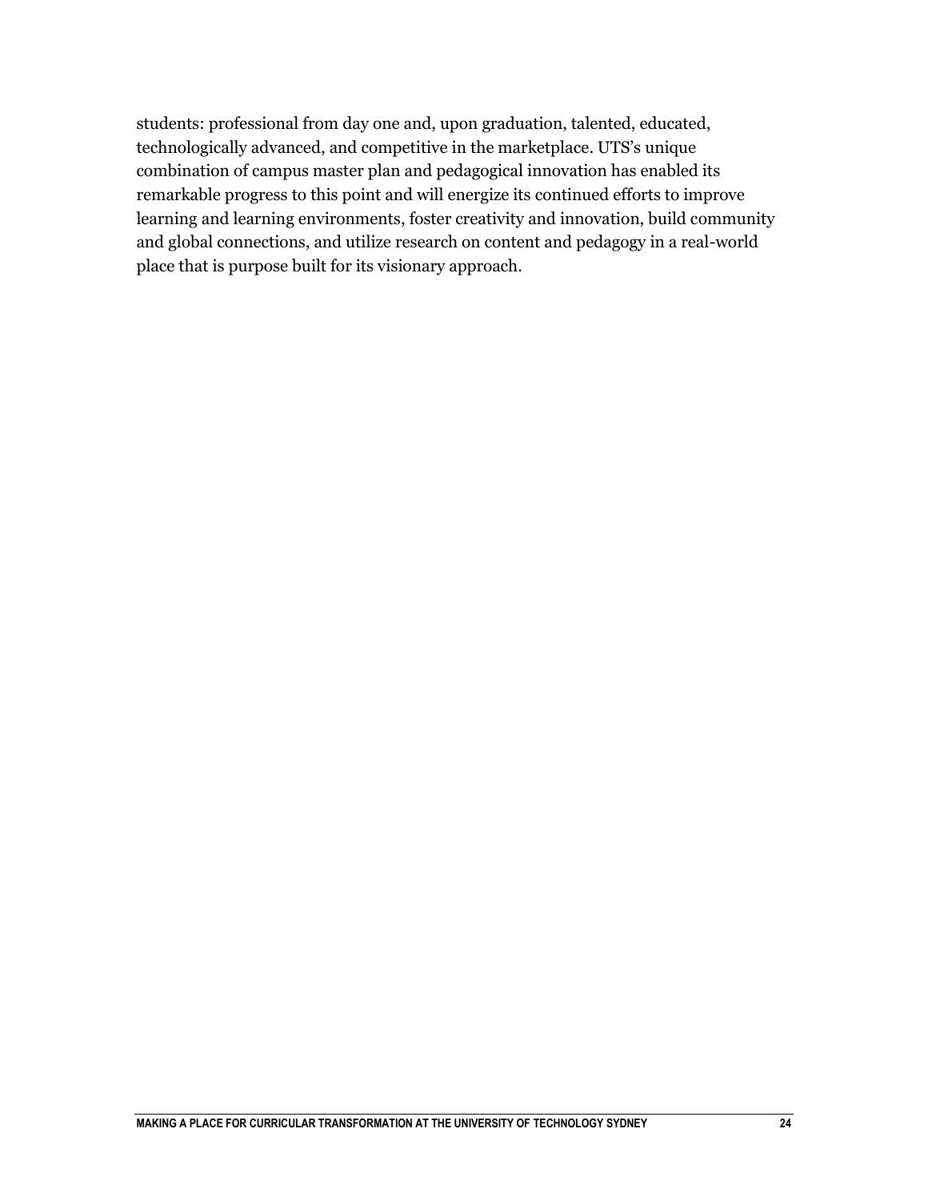students: professional from day one and, upon graduation, talented, educated, technologically advanced, and competitive in the marketplace. UTS's unique combination of campus master plan and pedagogical innovation has enabled its remarkable progress to this point and will energize its continued efforts to improve learning and learning environments, foster creativity and innovation, build community and global connections, and utilize research on content and pedagogy in a real-world place that is purpose built for its visionary approach.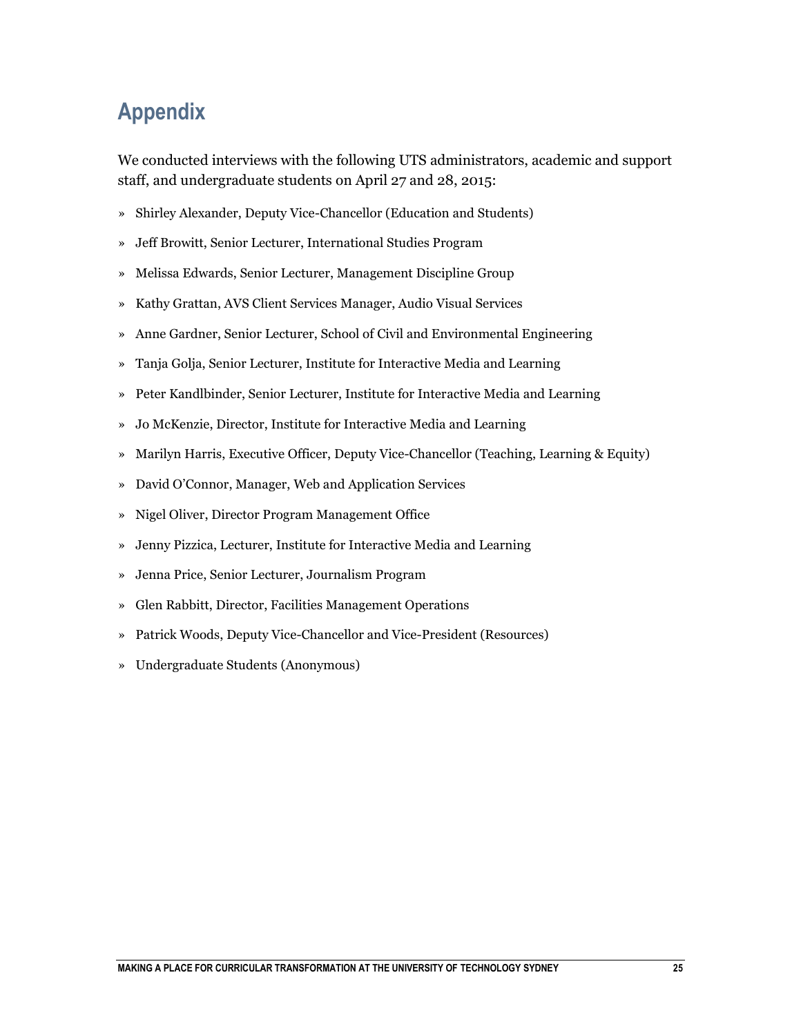# Appendix

We conducted interviews with the following UTS administrators, academic and support staff, and undergraduate students on April 27 and 28, 2015:

- Shirley Alexander, Deputy Vice-Chancellor (Education and Students)
- Jeff Browitt, Senior Lecturer, International Studies Program
- Melissa Edwards, Senior Lecturer, Management Discipline Group
- Kathy Grattan, AVS Client Services Manager, Audio Visual Services
- Anne Gardner, Senior Lecturer, School of Civil and Environmental Engineering
- Tanja Golja, Senior Lecturer, Institute for Interactive Media and Learning
- Peter Kandlbinder, Senior Lecturer, Institute for Interactive Media and Learning
- Jo McKenzie, Director, Institute for Interactive Media and Learning
- Marilyn Harris, Executive Officer, Deputy Vice-Chancellor (Teaching, Learning & Equity)
- David O'Connor, Manager, Web and Application Services
- Nigel Oliver, Director Program Management Office
- Jenny Pizzica, Lecturer, Institute for Interactive Media and Learning
- Jenna Price, Senior Lecturer, Journalism Program
- Glen Rabbitt, Director, Facilities Management Operations
- Patrick Woods, Deputy Vice-Chancellor and Vice-President (Resources)
- Undergraduate Students (Anonymous)